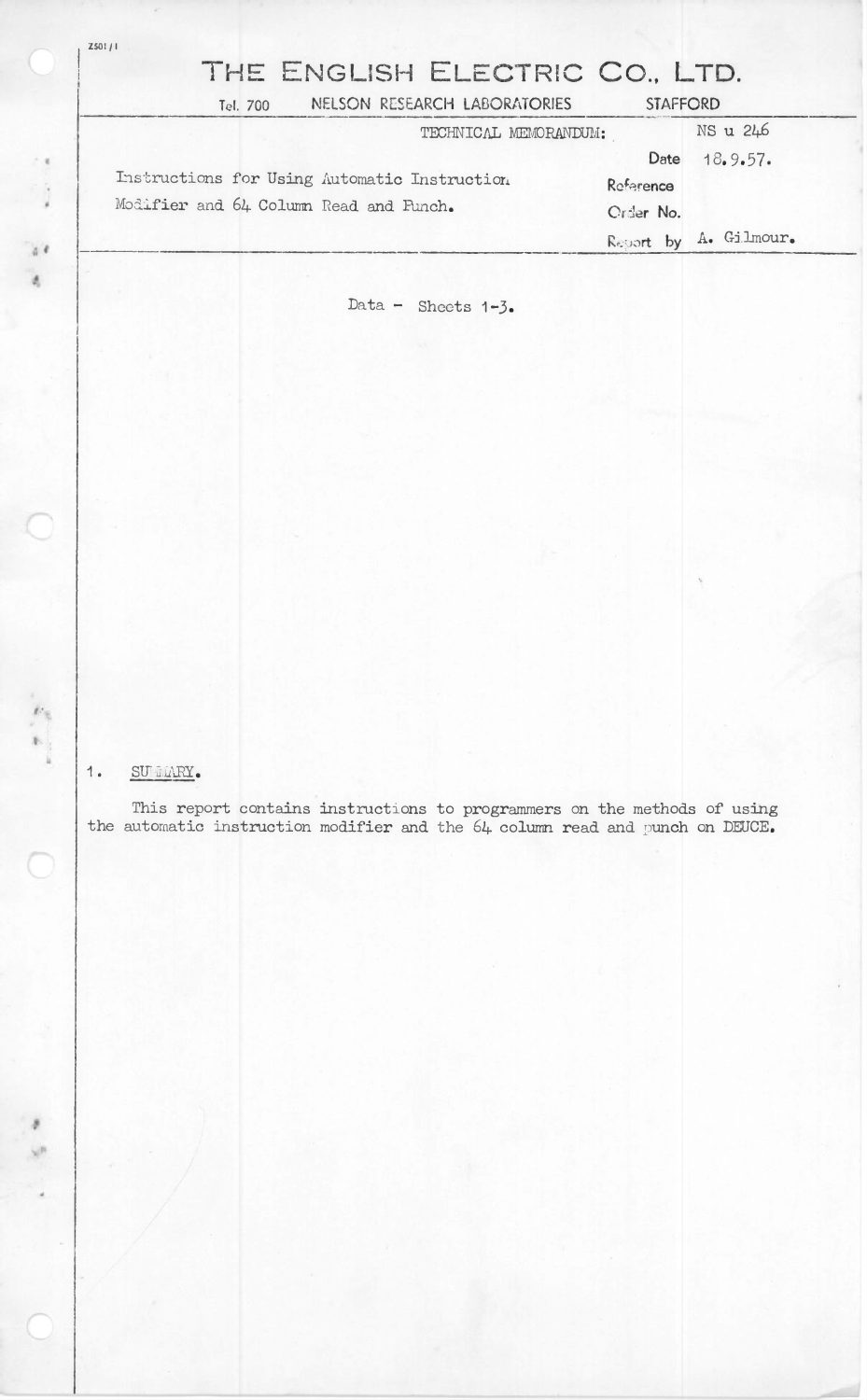ZS01/1

# THE ENGLISH ELECTRIC CO., LTD.

Tel. 700 NELSON RESEARCH LABORATORIES STAFFORD

| | TECHNICAL MEMORANDUM: | NS u 246 |
|---|---|---|
| Instructions for Using Automatic Instruction Modifier and 64 Column Read and Punch. | Date | 18.9.57. |
| | Reference | |
| | Order No. | |
| | Report by | A. Gilmour. |

Data - Sheets 1-3.

## 1. SUMMARY.

This report contains instructions to programmers on the methods of using the automatic instruction modifier and the 64 column read and punch on DEUCE.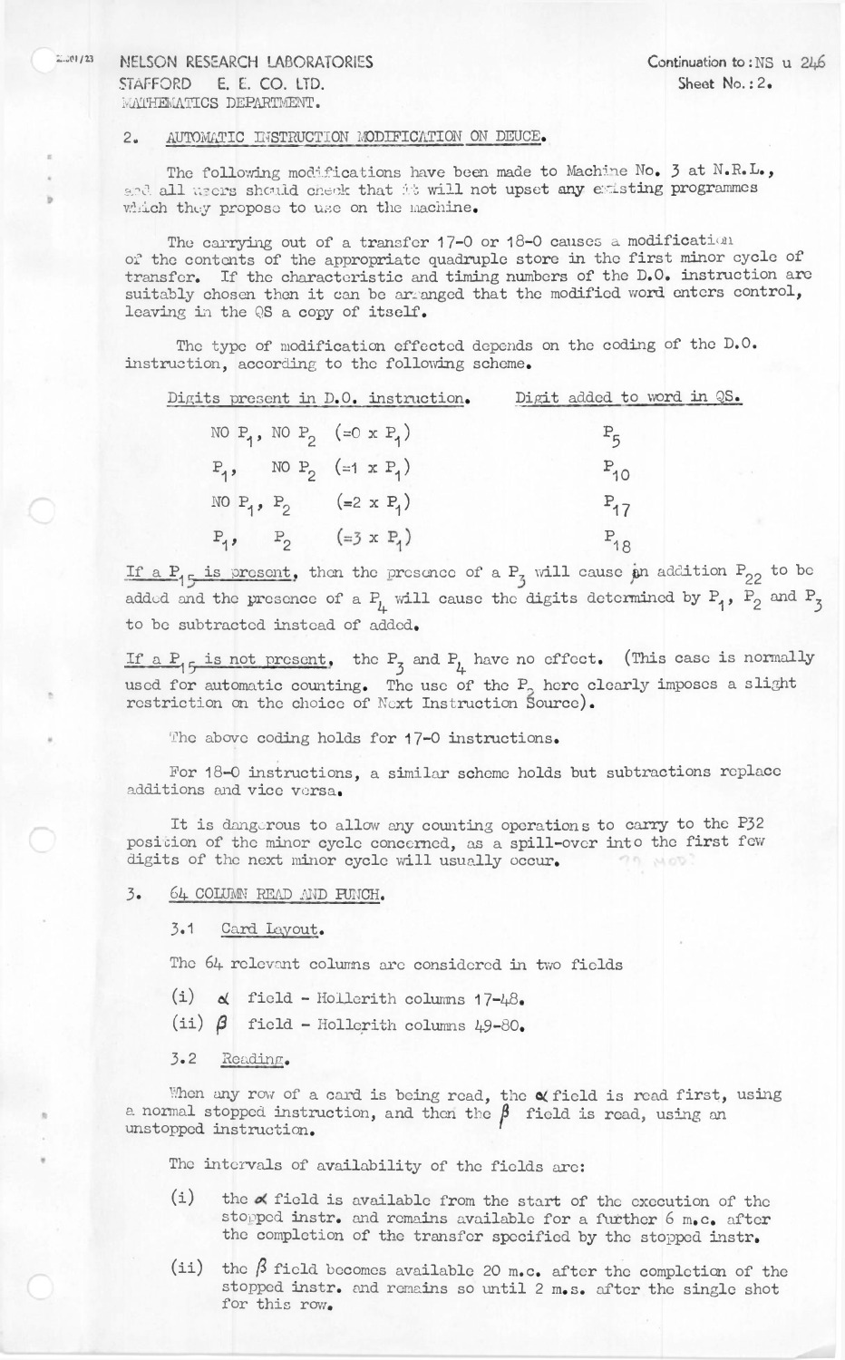NELSON RESEARCH LABORATORIES
STAFFORD E. E. CO. LTD.
MATHEMATICS DEPARTMENT.

Continuation to: NS u 246
Sheet No.: 2.

## 2. AUTOMATIC INSTRUCTION MODIFICATION ON DEUCE.

The following modifications have been made to Machine No. 3 at N.R.L., and all users should check that it will not upset any existing programmes which they propose to use on the machine.

The carrying out of a transfer 17-0 or 18-0 causes a modification of the contents of the appropriate quadruple store in the first minor cycle of transfer. If the characteristic and timing numbers of the D.O. instruction are suitably chosen then it can be arranged that the modified word enters control, leaving in the QS a copy of itself.

The type of modification effected depends on the coding of the D.O. instruction, according to the following scheme.

| Digits present in D.O. instruction. | Digit added to word in QS. |
|---|---|
| NO $P_1$, NO $P_2$ $(=0 \times P_1)$ | $P_5$ |
| $P_1$, NO $P_2$ $(=1 \times P_1)$ | $P_{10}$ |
| NO $P_1$, $P_2$ $(=2 \times P_1)$ | $P_{17}$ |
| $P_1$, $P_2$ $(=3 \times P_1)$ | $P_{18}$ |

If a $P_{15}$ is present, then the presence of a $P_3$ will cause an addition $P_{22}$ to be added and the presence of a $P_4$ will cause the digits determined by $P_1$, $P_2$ and $P_3$ to be subtracted instead of added.

If a $P_{15}$ is not present, the $P_3$ and $P_4$ have no effect. (This case is normally used for automatic counting. The use of the $P_2$ here clearly imposes a slight restriction on the choice of Next Instruction Source).

The above coding holds for 17-0 instructions.

For 18-0 instructions, a similar scheme holds but subtractions replace additions and vice versa.

It is dangerous to allow any counting operations to carry to the P32 position of the minor cycle concerned, as a spill-over into the first few digits of the next minor cycle will usually occur.

## 3. 64 COLUMN READ AND PUNCH.

### 3.1 Card Layout.

The 64 relevant columns are considered in two fields

(i) $\alpha$ field - Hollerith columns 17-48.
(ii) $\beta$ field - Hollerith columns 49-80.

### 3.2 Reading.

When any row of a card is being read, the $\alpha$ field is read first, using a normal stopped instruction, and then the $\beta$ field is read, using an unstopped instruction.

The intervals of availability of the fields are:

(i) the $\alpha$ field is available from the start of the execution of the stopped instr. and remains available for a further 6 m.c. after the completion of the transfer specified by the stopped instr.

(ii) the $\beta$ field becomes available 20 m.c. after the completion of the stopped instr. and remains so until 2 m.s. after the single shot for this row.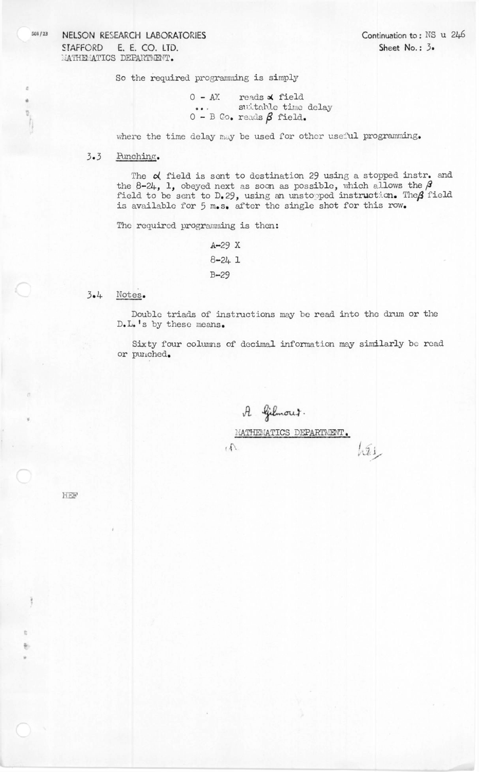NELSON RESEARCH LABORATORIES
STAFFORD E. E. CO. LTD.
MATHEMATICS DEPARTMENT.

Continuation to: NS u 246
Sheet No.: 3.

So the required programming is simply

```
0 - AX     reads α field
...        suitable time delay
0 - B Co.  reads β field.
```

where the time delay may be used for other useful programming.

### 3.3 Punching.

The α field is sent to destination 29 using a stopped instr. and the 8-24, 1, obeyed next as soon as possible, which allows the β field to be sent to D.29, using an unstopped instruction. The β field is available for 5 m.s. after the single shot for this row.

The required programming is then:

```
A-29 X
8-24 1
B-29
```

### 3.4 Notes.

Double triads of instructions may be read into the drum or the D.L.'s by these means.

Sixty four columns of decimal information may similarly be read or punched.

A. Gilmour.

MATHEMATICS DEPARTMENT.

HEF